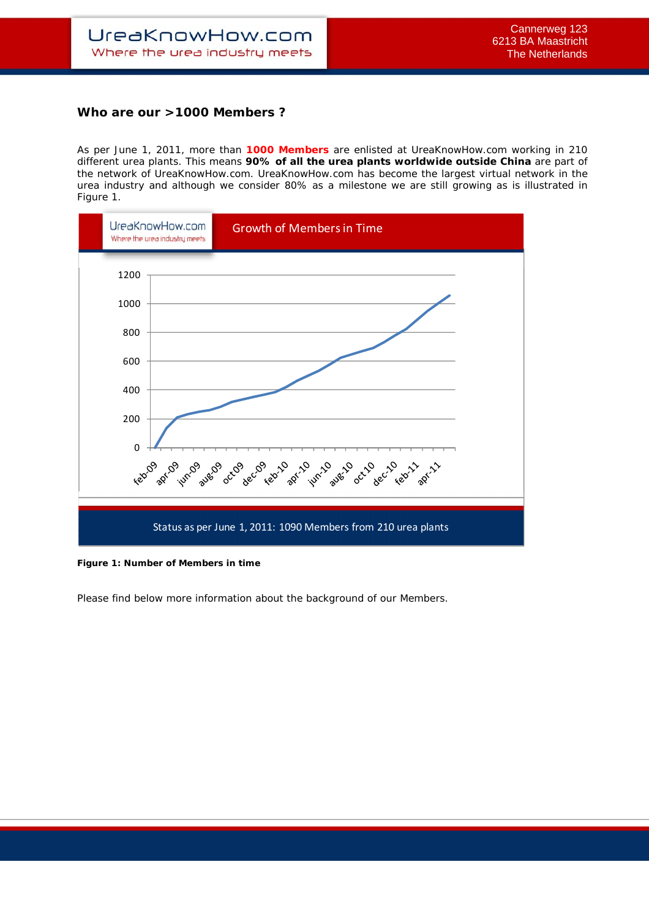## Who are our >1000 Members ?

As per June 1, 2011, more than **1000 Members** are enlisted at UreaKnowHow.com working in 210 different urea plants. This means **90% of all the urea plants worldwide outside China** are part of the network of UreaKnowHow.com. UreaKnowHow.com has become the largest virtual network in the urea industry and although we consider 80% as a milestone we are still growing as is illustrated in Figure 1.

Growth of Members in Time

Status as per June 1, 2011: 1090 Members from 210 urea plants

**Figure 1: Number of Members in time**

Please find below more information about the background of our Members.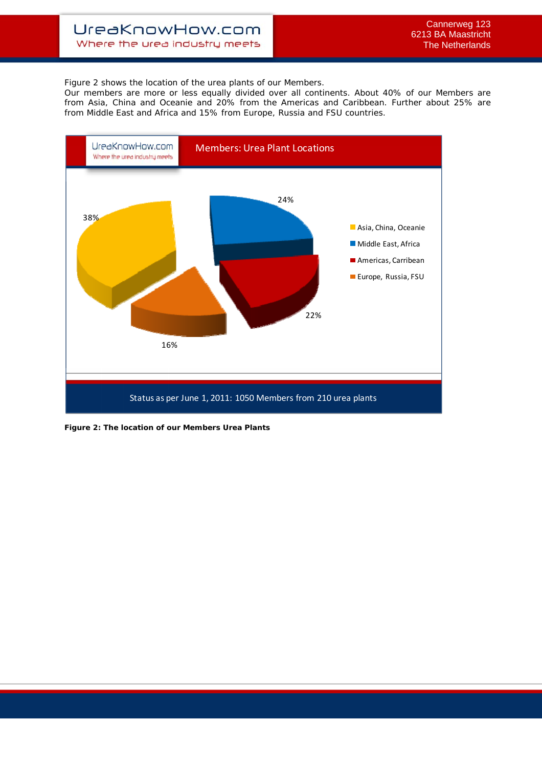Figure 2 shows the location of the urea plants of our Members.
Our members are more or less equally divided over all continents. About 40% of our Members are from Asia, China and Oceanie and 20% from the Americas and Caribbean. Further about 25% are from Middle East and Africa and 15% from Europe, Russia and FSU countries.

UreaKnowHow.com
Where the urea industry meets

Members: Urea Plant Locations

| Region | Share |
| --- | --- |
| Asia, China, Oceanie | 38% |
| Middle East, Africa | 24% |
| Americas, Carribean | 22% |
| Europe, Russia, FSU | 16% |

Status as per June 1, 2011: 1050 Members from 210 urea plants

**Figure 2: The location of our Members Urea Plants**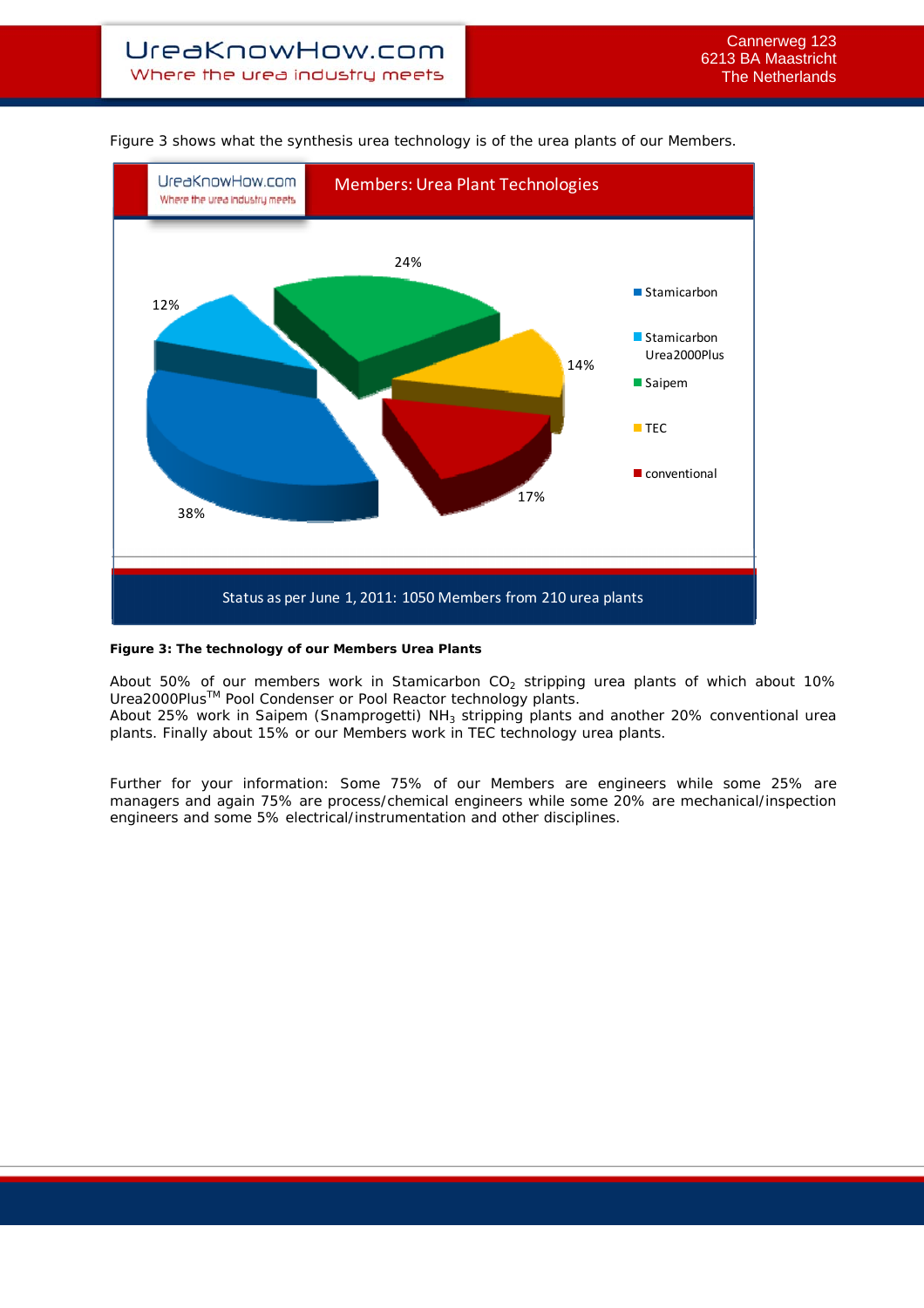Figure 3 shows what the synthesis urea technology is of the urea plants of our Members.

UreaKnowHow.com
Where the urea industry meets

Members: Urea Plant Technologies

24%

12%

14%

17%

38%

Stamicarbon

Stamicarbon Urea2000Plus

Saipem

TEC

conventional

Status as per June 1, 2011: 1050 Members from 210 urea plants

**Figure 3: The technology of our Members Urea Plants**

About 50% of our members work in Stamicarbon $CO_2$ stripping urea plants of which about 10% Urea2000Plus™ Pool Condenser or Pool Reactor technology plants.
About 25% work in Saipem (Snamprogetti) $NH_3$ stripping plants and another 20% conventional urea plants. Finally about 15% or our Members work in TEC technology urea plants.

Further for your information: Some 75% of our Members are engineers while some 25% are managers and again 75% are process/chemical engineers while some 20% are mechanical/inspection engineers and some 5% electrical/instrumentation and other disciplines.